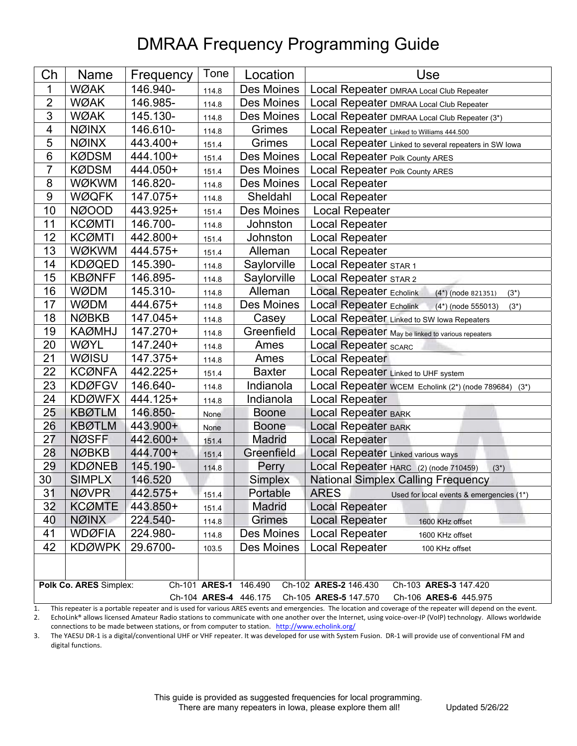# DMRAA Frequency Programming Guide

| Ch | Name | Frequency | Tone | Location | Use |
|---|---|---|---|---|---|
| 1 | WØAK | 146.940- | 114.8 | Des Moines | Local Repeater DMRAA Local Club Repeater |
| 2 | WØAK | 146.985- | 114.8 | Des Moines | Local Repeater DMRAA Local Club Repeater |
| 3 | WØAK | 145.130- | 114.8 | Des Moines | Local Repeater DMRAA Local Club Repeater (3*) |
| 4 | NØINX | 146.610- | 114.8 | Grimes | Local Repeater Linked to Williams 444.500 |
| 5 | NØINX | 443.400+ | 151.4 | Grimes | Local Repeater Linked to several repeaters in SW Iowa |
| 6 | KØDSM | 444.100+ | 151.4 | Des Moines | Local Repeater Polk County ARES |
| 7 | KØDSM | 444.050+ | 151.4 | Des Moines | Local Repeater Polk County ARES |
| 8 | WØKWM | 146.820- | 114.8 | Des Moines | Local Repeater |
| 9 | WØQFK | 147.075+ | 114.8 | Sheldahl | Local Repeater |
| 10 | NØOOD | 443.925+ | 151.4 | Des Moines | Local Repeater |
| 11 | KCØMTI | 146.700- | 114.8 | Johnston | Local Repeater |
| 12 | KCØMTI | 442.800+ | 151.4 | Johnston | Local Repeater |
| 13 | WØKWM | 444.575+ | 151.4 | Alleman | Local Repeater |
| 14 | KDØQED | 145.390- | 114.8 | Saylorville | Local Repeater STAR 1 |
| 15 | KBØNFF | 146.895- | 114.8 | Saylorville | Local Repeater STAR 2 |
| 16 | WØDM | 145.310- | 114.8 | Alleman | Local Repeater Echolink (4*) (node 821351) (3*) |
| 17 | WØDM | 444.675+ | 114.8 | Des Moines | Local Repeater Echolink (4*) (node 555013) (3*) |
| 18 | NØBKB | 147.045+ | 114.8 | Casey | Local Repeater Linked to SW Iowa Repeaters |
| 19 | KAØMHJ | 147.270+ | 114.8 | Greenfield | Local Repeater May be linked to various repeaters |
| 20 | WØYL | 147.240+ | 114.8 | Ames | Local Repeater SCARC |
| 21 | WØISU | 147.375+ | 114.8 | Ames | Local Repeater |
| 22 | KCØNFA | 442.225+ | 151.4 | Baxter | Local Repeater Linked to UHF system |
| 23 | KDØFGV | 146.640- | 114.8 | Indianola | Local Repeater WCEM Echolink (2*) (node 789684) (3*) |
| 24 | KDØWFX | 444.125+ | 114.8 | Indianola | Local Repeater |
| 25 | KBØTLM | 146.850- | None | Boone | Local Repeater BARK |
| 26 | KBØTLM | 443.900+ | None | Boone | Local Repeater BARK |
| 27 | NØSFF | 442.600+ | 151.4 | Madrid | Local Repeater |
| 28 | NØBKB | 444.700+ | 151.4 | Greenfield | Local Repeater Linked various ways |
| 29 | KDØNEB | 145.190- | 114.8 | Perry | Local Repeater HARC (2) (node 710459) (3*) |
| 30 | SIMPLX | 146.520 | | Simplex | National Simplex Calling Frequency |
| 31 | NØVPR | 442.575+ | 151.4 | Portable | ARES Used for local events & emergencies (1*) |
| 32 | KCØMTE | 443.850+ | 151.4 | Madrid | Local Repeater |
| 40 | NØINX | 224.540- | 114.8 | Grimes | Local Repeater 1600 KHz offset |
| 41 | WDØFIA | 224.980- | 114.8 | Des Moines | Local Repeater 1600 KHz offset |
| 42 | KDØWPK | 29.6700- | 103.5 | Des Moines | Local Repeater 100 KHz offset |
| | | | | | |

**Polk Co. ARES** Simplex: Ch-101 **ARES-1** 146.490 Ch-102 **ARES-2** 146.430 Ch-103 **ARES-3** 147.420
Ch-104 **ARES-4** 446.175 Ch-105 **ARES-5** 147.570 Ch-106 **ARES-6** 445.975

1. This repeater is a portable repeater and is used for various ARES events and emergencies. The location and coverage of the repeater will depend on the event.
2. EchoLink® allows licensed Amateur Radio stations to communicate with one another over the Internet, using voice-over-IP (VoIP) technology. Allows worldwide connections to be made between stations, or from computer to station. http://www.echolink.org/
3. The YAESU DR-1 is a digital/conventional UHF or VHF repeater. It was developed for use with System Fusion. DR-1 will provide use of conventional FM and digital functions.

This guide is provided as suggested frequencies for local programming.
There are many repeaters in Iowa, please explore them all! Updated 5/26/22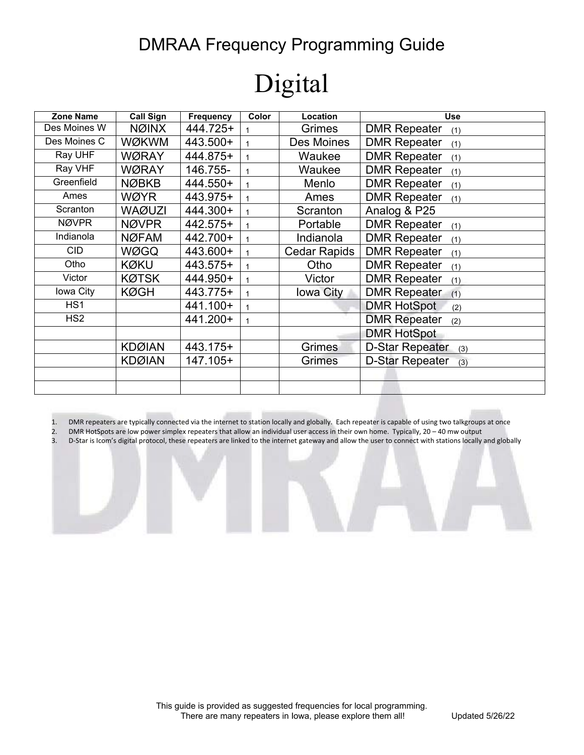DMRAA Frequency Programming Guide

# Digital

| Zone Name | Call Sign | Frequency | Color | Location | Use |
|---|---|---|---|---|---|
| Des Moines W | NØINX | 444.725+ | 1 | Grimes | DMR Repeater (1) |
| Des Moines C | WØKWM | 443.500+ | 1 | Des Moines | DMR Repeater (1) |
| Ray UHF | WØRAY | 444.875+ | 1 | Waukee | DMR Repeater (1) |
| Ray VHF | WØRAY | 146.755- | 1 | Waukee | DMR Repeater (1) |
| Greenfield | NØBKB | 444.550+ | 1 | Menlo | DMR Repeater (1) |
| Ames | WØYR | 443.975+ | 1 | Ames | DMR Repeater (1) |
| Scranton | WAØUZI | 444.300+ | 1 | Scranton | Analog & P25 |
| NØVPR | NØVPR | 442.575+ | 1 | Portable | DMR Repeater (1) |
| Indianola | NØFAM | 442.700+ | 1 | Indianola | DMR Repeater (1) |
| CID | WØGQ | 443.600+ | 1 | Cedar Rapids | DMR Repeater (1) |
| Otho | KØKU | 443.575+ | 1 | Otho | DMR Repeater (1) |
| Victor | KØTSK | 444.950+ | 1 | Victor | DMR Repeater (1) |
| Iowa City | KØGH | 443.775+ | 1 | Iowa City | DMR Repeater (1) |
| HS1 | | 441.100+ | 1 | | DMR HotSpot (2) |
| HS2 | | 441.200+ | 1 | | DMR Repeater (2) |
| | | | | | DMR HotSpot |
| | KDØIAN | 443.175+ | | Grimes | D-Star Repeater (3) |
| | KDØIAN | 147.105+ | | Grimes | D-Star Repeater (3) |
| | | | | | |
| | | | | | |

1. DMR repeaters are typically connected via the internet to station locally and globally. Each repeater is capable of using two talkgroups at once
2. DMR HotSpots are low power simplex repeaters that allow an individual user access in their own home. Typically, 20 – 40 mw output
3. D-Star is Icom's digital protocol, these repeaters are linked to the internet gateway and allow the user to connect with stations locally and globally

This guide is provided as suggested frequencies for local programming.
There are many repeaters in Iowa, please explore them all! Updated 5/26/22